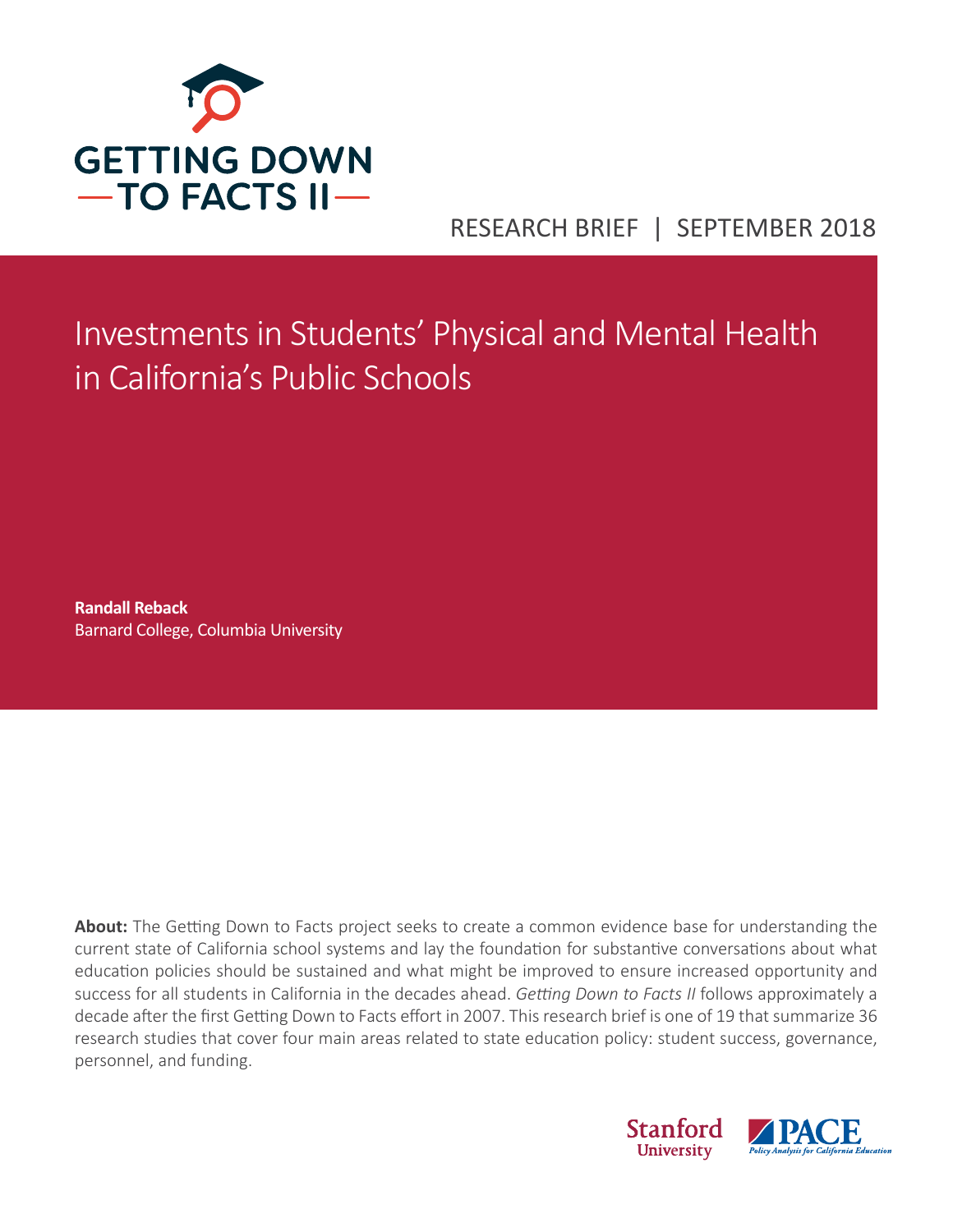# GETTING DOWN TO FACTS II

RESEARCH BRIEF | SEPTEMBER 2018

## Investments in Students' Physical and Mental Health in California's Public Schools

**Randall Reback**
Barnard College, Columbia University

**About:** The Getting Down to Facts project seeks to create a common evidence base for understanding the current state of California school systems and lay the foundation for substantive conversations about what education policies should be sustained and what might be improved to ensure increased opportunity and success for all students in California in the decades ahead. *Getting Down to Facts II* follows approximately a decade after the first Getting Down to Facts effort in 2007. This research brief is one of 19 that summarize 36 research studies that cover four main areas related to state education policy: student success, governance, personnel, and funding.

Stanford University | PACE Policy Analysis for California Education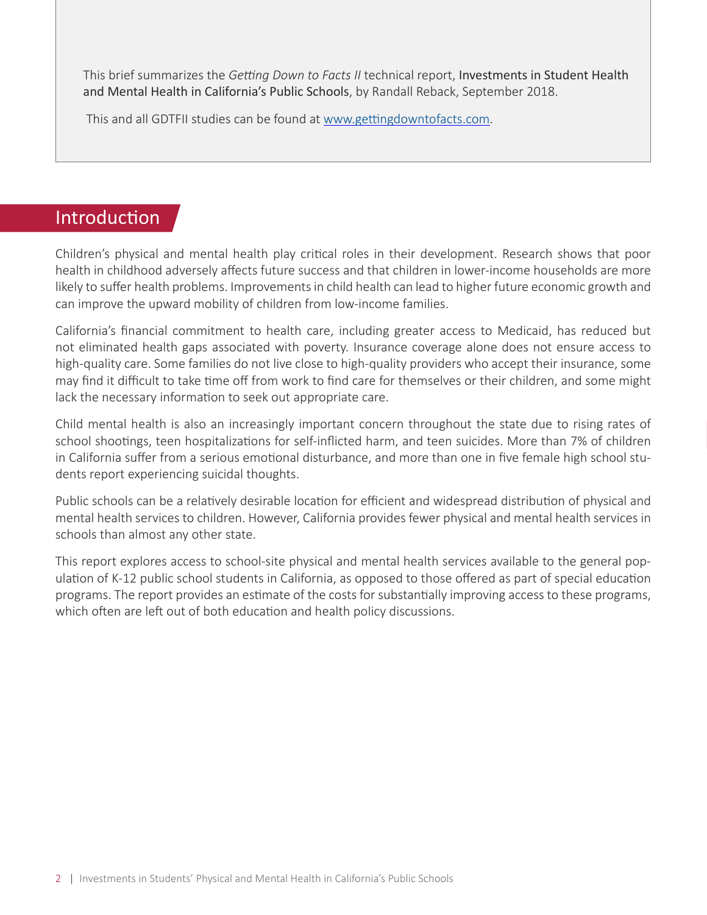This brief summarizes the *Getting Down to Facts II* technical report, Investments in Student Health and Mental Health in California's Public Schools, by Randall Reback, September 2018.

This and all GDTFII studies can be found at [www.gettingdowntofacts.com](www.gettingdowntofacts.com).

## Introduction

Children's physical and mental health play critical roles in their development. Research shows that poor health in childhood adversely affects future success and that children in lower-income households are more likely to suffer health problems. Improvements in child health can lead to higher future economic growth and can improve the upward mobility of children from low-income families.

California's financial commitment to health care, including greater access to Medicaid, has reduced but not eliminated health gaps associated with poverty. Insurance coverage alone does not ensure access to high-quality care. Some families do not live close to high-quality providers who accept their insurance, some may find it difficult to take time off from work to find care for themselves or their children, and some might lack the necessary information to seek out appropriate care.

Child mental health is also an increasingly important concern throughout the state due to rising rates of school shootings, teen hospitalizations for self-inflicted harm, and teen suicides. More than 7% of children in California suffer from a serious emotional disturbance, and more than one in five female high school students report experiencing suicidal thoughts.

Public schools can be a relatively desirable location for efficient and widespread distribution of physical and mental health services to children. However, California provides fewer physical and mental health services in schools than almost any other state.

This report explores access to school-site physical and mental health services available to the general population of K-12 public school students in California, as opposed to those offered as part of special education programs. The report provides an estimate of the costs for substantially improving access to these programs, which often are left out of both education and health policy discussions.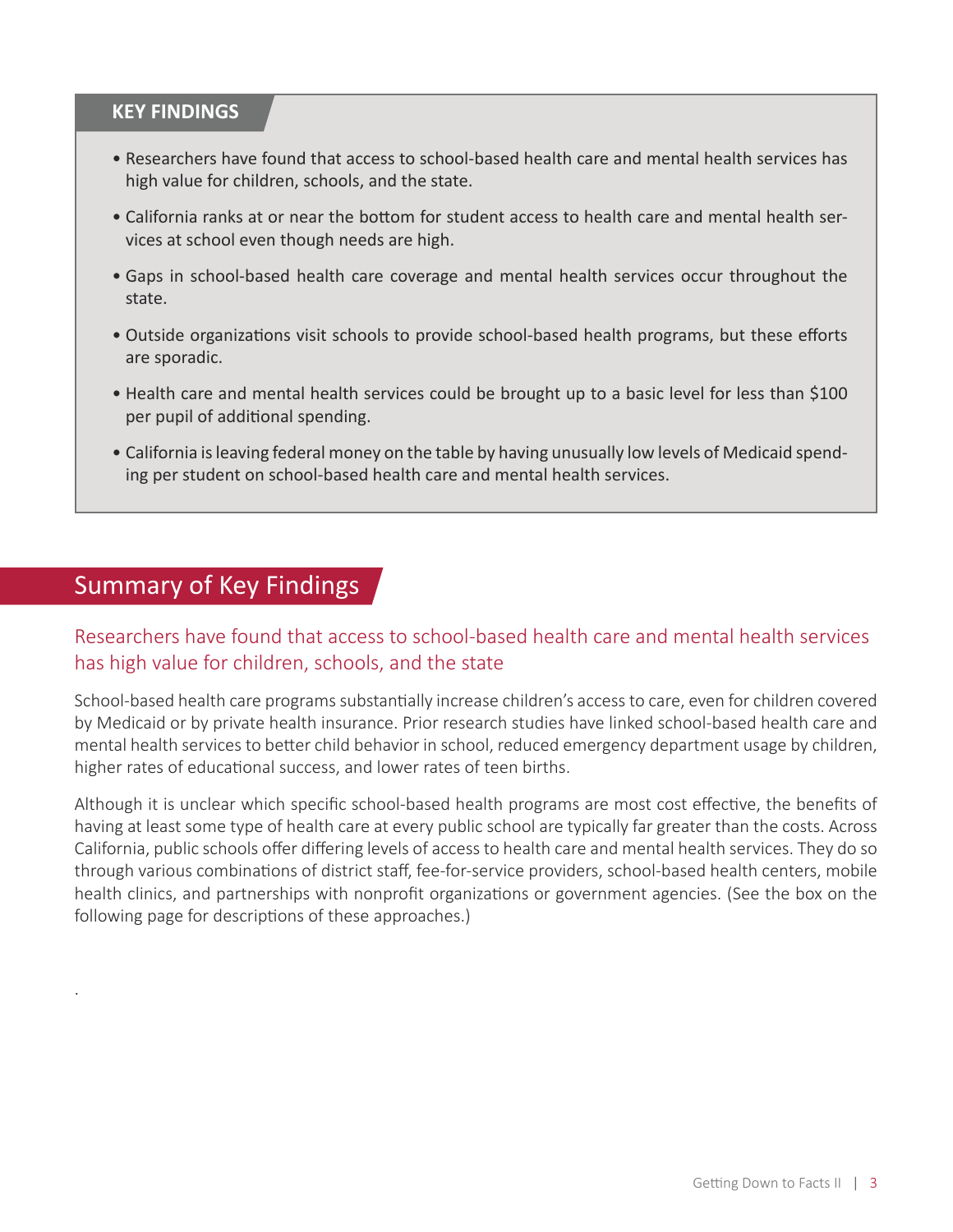## KEY FINDINGS

- Researchers have found that access to school-based health care and mental health services has high value for children, schools, and the state.
- California ranks at or near the bottom for student access to health care and mental health services at school even though needs are high.
- Gaps in school-based health care coverage and mental health services occur throughout the state.
- Outside organizations visit schools to provide school-based health programs, but these efforts are sporadic.
- Health care and mental health services could be brought up to a basic level for less than $100 per pupil of additional spending.
- California is leaving federal money on the table by having unusually low levels of Medicaid spending per student on school-based health care and mental health services.

# Summary of Key Findings

### Researchers have found that access to school-based health care and mental health services has high value for children, schools, and the state

School-based health care programs substantially increase children's access to care, even for children covered by Medicaid or by private health insurance. Prior research studies have linked school-based health care and mental health services to better child behavior in school, reduced emergency department usage by children, higher rates of educational success, and lower rates of teen births.

Although it is unclear which specific school-based health programs are most cost effective, the benefits of having at least some type of health care at every public school are typically far greater than the costs. Across California, public schools offer differing levels of access to health care and mental health services. They do so through various combinations of district staff, fee-for-service providers, school-based health centers, mobile health clinics, and partnerships with nonprofit organizations or government agencies. (See the box on the following page for descriptions of these approaches.)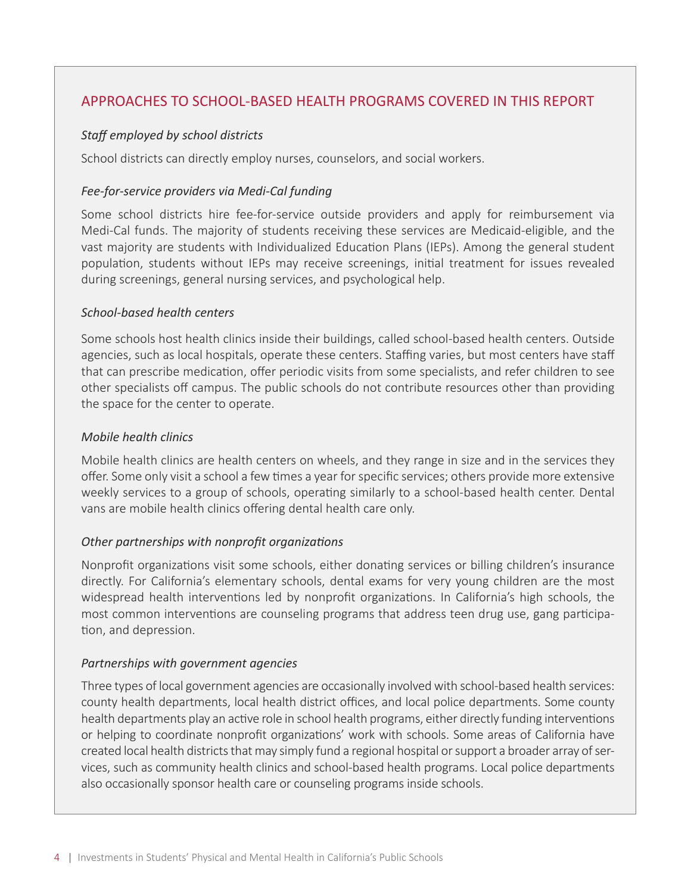## APPROACHES TO SCHOOL-BASED HEALTH PROGRAMS COVERED IN THIS REPORT

*Staff employed by school districts*

School districts can directly employ nurses, counselors, and social workers.

*Fee-for-service providers via Medi-Cal funding*

Some school districts hire fee-for-service outside providers and apply for reimbursement via Medi-Cal funds. The majority of students receiving these services are Medicaid-eligible, and the vast majority are students with Individualized Education Plans (IEPs). Among the general student population, students without IEPs may receive screenings, initial treatment for issues revealed during screenings, general nursing services, and psychological help.

*School-based health centers*

Some schools host health clinics inside their buildings, called school-based health centers. Outside agencies, such as local hospitals, operate these centers. Staffing varies, but most centers have staff that can prescribe medication, offer periodic visits from some specialists, and refer children to see other specialists off campus. The public schools do not contribute resources other than providing the space for the center to operate.

*Mobile health clinics*

Mobile health clinics are health centers on wheels, and they range in size and in the services they offer. Some only visit a school a few times a year for specific services; others provide more extensive weekly services to a group of schools, operating similarly to a school-based health center. Dental vans are mobile health clinics offering dental health care only.

*Other partnerships with nonprofit organizations*

Nonprofit organizations visit some schools, either donating services or billing children's insurance directly. For California's elementary schools, dental exams for very young children are the most widespread health interventions led by nonprofit organizations. In California's high schools, the most common interventions are counseling programs that address teen drug use, gang participation, and depression.

*Partnerships with government agencies*

Three types of local government agencies are occasionally involved with school-based health services: county health departments, local health district offices, and local police departments. Some county health departments play an active role in school health programs, either directly funding interventions or helping to coordinate nonprofit organizations' work with schools. Some areas of California have created local health districts that may simply fund a regional hospital or support a broader array of services, such as community health clinics and school-based health programs. Local police departments also occasionally sponsor health care or counseling programs inside schools.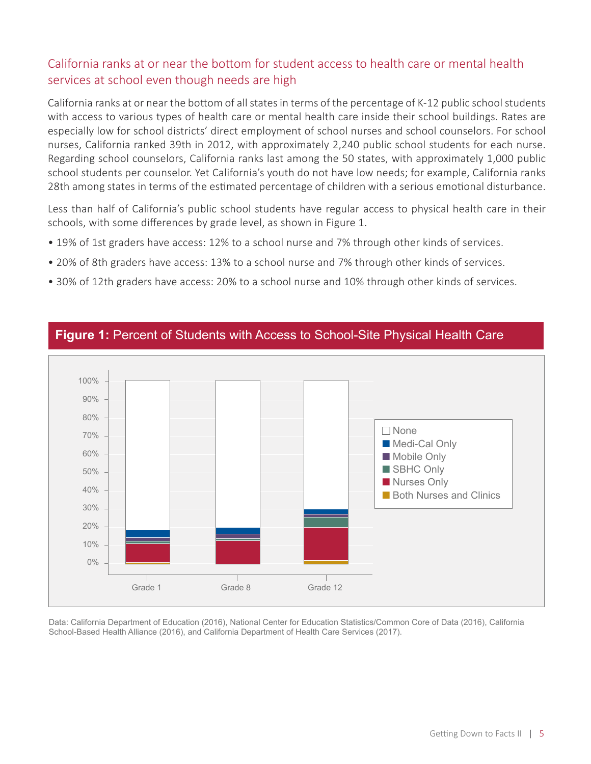## California ranks at or near the bottom for student access to health care or mental health services at school even though needs are high

California ranks at or near the bottom of all states in terms of the percentage of K-12 public school students with access to various types of health care or mental health care inside their school buildings. Rates are especially low for school districts' direct employment of school nurses and school counselors. For school nurses, California ranked 39th in 2012, with approximately 2,240 public school students for each nurse. Regarding school counselors, California ranks last among the 50 states, with approximately 1,000 public school students per counselor. Yet California's youth do not have low needs; for example, California ranks 28th among states in terms of the estimated percentage of children with a serious emotional disturbance.

Less than half of California's public school students have regular access to physical health care in their schools, with some differences by grade level, as shown in Figure 1.

- 19% of 1st graders have access: 12% to a school nurse and 7% through other kinds of services.
- 20% of 8th graders have access: 13% to a school nurse and 7% through other kinds of services.
- 30% of 12th graders have access: 20% to a school nurse and 10% through other kinds of services.

**Figure 1:** Percent of Students with Access to School-Site Physical Health Care

Legend: None; Medi-Cal Only; Mobile Only; SBHC Only; Nurses Only; Both Nurses and Clinics

Data: California Department of Education (2016), National Center for Education Statistics/Common Core of Data (2016), California School-Based Health Alliance (2016), and California Department of Health Care Services (2017).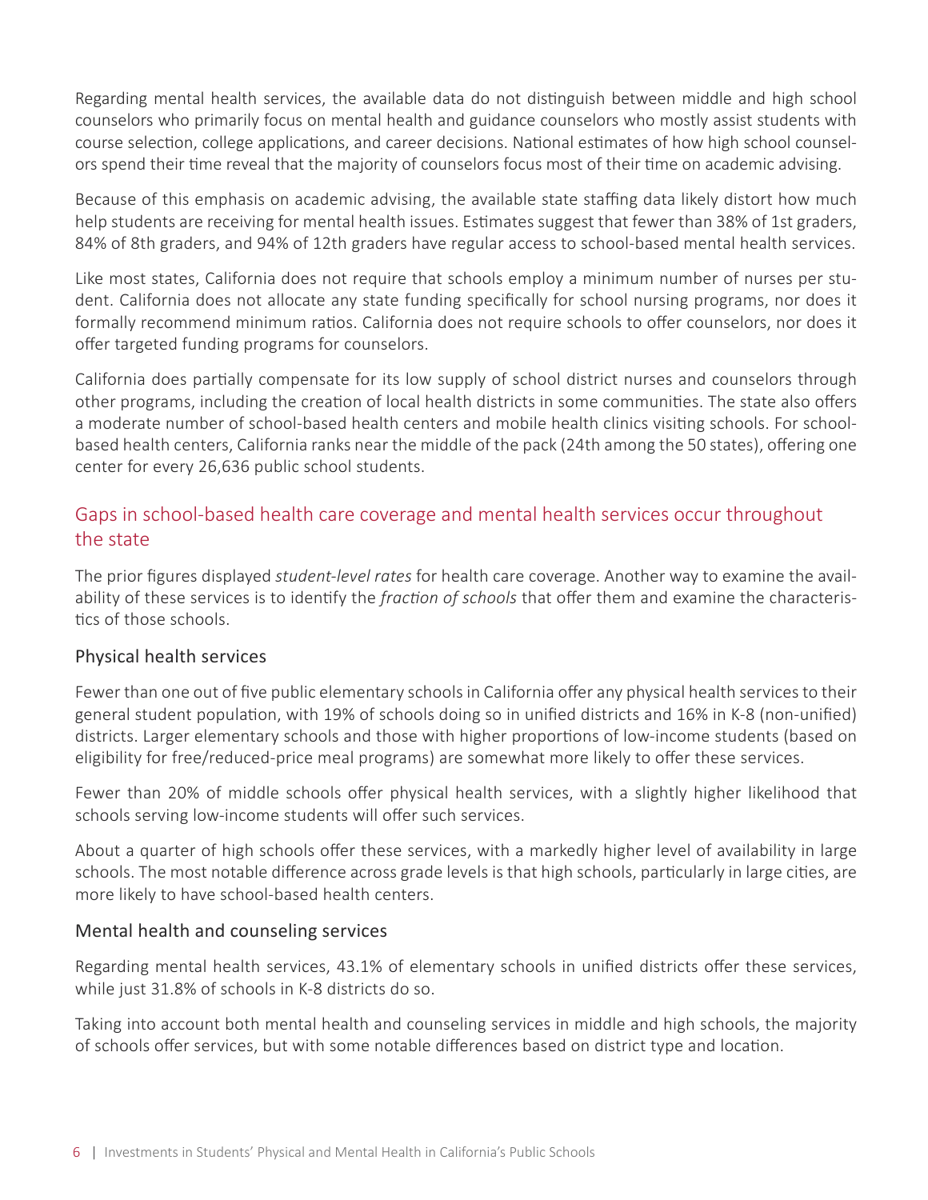Regarding mental health services, the available data do not distinguish between middle and high school counselors who primarily focus on mental health and guidance counselors who mostly assist students with course selection, college applications, and career decisions. National estimates of how high school counselors spend their time reveal that the majority of counselors focus most of their time on academic advising.

Because of this emphasis on academic advising, the available state staffing data likely distort how much help students are receiving for mental health issues. Estimates suggest that fewer than 38% of 1st graders, 84% of 8th graders, and 94% of 12th graders have regular access to school-based mental health services.

Like most states, California does not require that schools employ a minimum number of nurses per student. California does not allocate any state funding specifically for school nursing programs, nor does it formally recommend minimum ratios. California does not require schools to offer counselors, nor does it offer targeted funding programs for counselors.

California does partially compensate for its low supply of school district nurses and counselors through other programs, including the creation of local health districts in some communities. The state also offers a moderate number of school-based health centers and mobile health clinics visiting schools. For school-based health centers, California ranks near the middle of the pack (24th among the 50 states), offering one center for every 26,636 public school students.

## Gaps in school-based health care coverage and mental health services occur throughout the state

The prior figures displayed *student-level rates* for health care coverage. Another way to examine the availability of these services is to identify the *fraction of schools* that offer them and examine the characteristics of those schools.

### Physical health services

Fewer than one out of five public elementary schools in California offer any physical health services to their general student population, with 19% of schools doing so in unified districts and 16% in K-8 (non-unified) districts. Larger elementary schools and those with higher proportions of low-income students (based on eligibility for free/reduced-price meal programs) are somewhat more likely to offer these services.

Fewer than 20% of middle schools offer physical health services, with a slightly higher likelihood that schools serving low-income students will offer such services.

About a quarter of high schools offer these services, with a markedly higher level of availability in large schools. The most notable difference across grade levels is that high schools, particularly in large cities, are more likely to have school-based health centers.

### Mental health and counseling services

Regarding mental health services, 43.1% of elementary schools in unified districts offer these services, while just 31.8% of schools in K-8 districts do so.

Taking into account both mental health and counseling services in middle and high schools, the majority of schools offer services, but with some notable differences based on district type and location.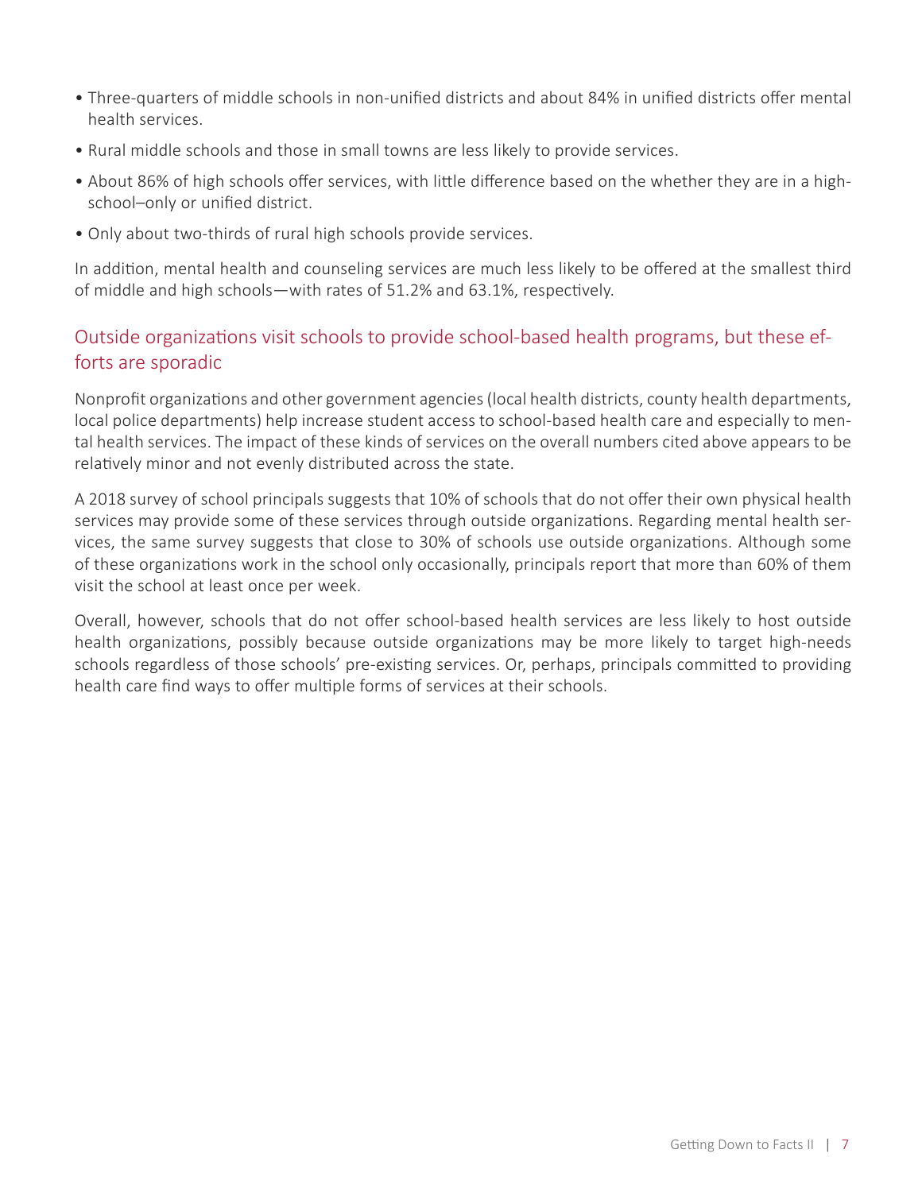- Three-quarters of middle schools in non-unified districts and about 84% in unified districts offer mental health services.
- Rural middle schools and those in small towns are less likely to provide services.
- About 86% of high schools offer services, with little difference based on the whether they are in a high-school–only or unified district.
- Only about two-thirds of rural high schools provide services.

In addition, mental health and counseling services are much less likely to be offered at the smallest third of middle and high schools—with rates of 51.2% and 63.1%, respectively.

## Outside organizations visit schools to provide school-based health programs, but these efforts are sporadic

Nonprofit organizations and other government agencies (local health districts, county health departments, local police departments) help increase student access to school-based health care and especially to mental health services. The impact of these kinds of services on the overall numbers cited above appears to be relatively minor and not evenly distributed across the state.

A 2018 survey of school principals suggests that 10% of schools that do not offer their own physical health services may provide some of these services through outside organizations. Regarding mental health services, the same survey suggests that close to 30% of schools use outside organizations. Although some of these organizations work in the school only occasionally, principals report that more than 60% of them visit the school at least once per week.

Overall, however, schools that do not offer school-based health services are less likely to host outside health organizations, possibly because outside organizations may be more likely to target high-needs schools regardless of those schools' pre-existing services. Or, perhaps, principals committed to providing health care find ways to offer multiple forms of services at their schools.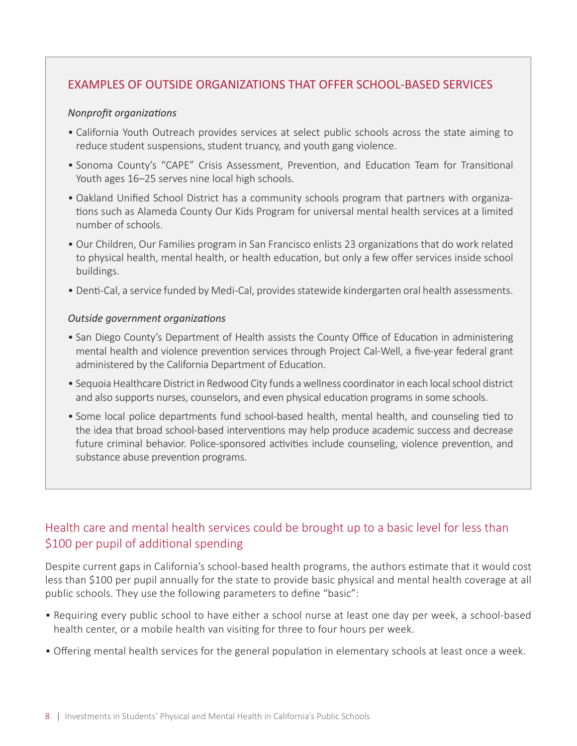## EXAMPLES OF OUTSIDE ORGANIZATIONS THAT OFFER SCHOOL-BASED SERVICES

*Nonprofit organizations*

- California Youth Outreach provides services at select public schools across the state aiming to reduce student suspensions, student truancy, and youth gang violence.
- Sonoma County's "CAPE" Crisis Assessment, Prevention, and Education Team for Transitional Youth ages 16–25 serves nine local high schools.
- Oakland Unified School District has a community schools program that partners with organizations such as Alameda County Our Kids Program for universal mental health services at a limited number of schools.
- Our Children, Our Families program in San Francisco enlists 23 organizations that do work related to physical health, mental health, or health education, but only a few offer services inside school buildings.
- Denti-Cal, a service funded by Medi-Cal, provides statewide kindergarten oral health assessments.

*Outside government organizations*

- San Diego County's Department of Health assists the County Office of Education in administering mental health and violence prevention services through Project Cal-Well, a five-year federal grant administered by the California Department of Education.
- Sequoia Healthcare District in Redwood City funds a wellness coordinator in each local school district and also supports nurses, counselors, and even physical education programs in some schools.
- Some local police departments fund school-based health, mental health, and counseling tied to the idea that broad school-based interventions may help produce academic success and decrease future criminal behavior. Police-sponsored activities include counseling, violence prevention, and substance abuse prevention programs.

## Health care and mental health services could be brought up to a basic level for less than $100 per pupil of additional spending

Despite current gaps in California's school-based health programs, the authors estimate that it would cost less than $100 per pupil annually for the state to provide basic physical and mental health coverage at all public schools. They use the following parameters to define "basic":

- Requiring every public school to have either a school nurse at least one day per week, a school-based health center, or a mobile health van visiting for three to four hours per week.
- Offering mental health services for the general population in elementary schools at least once a week.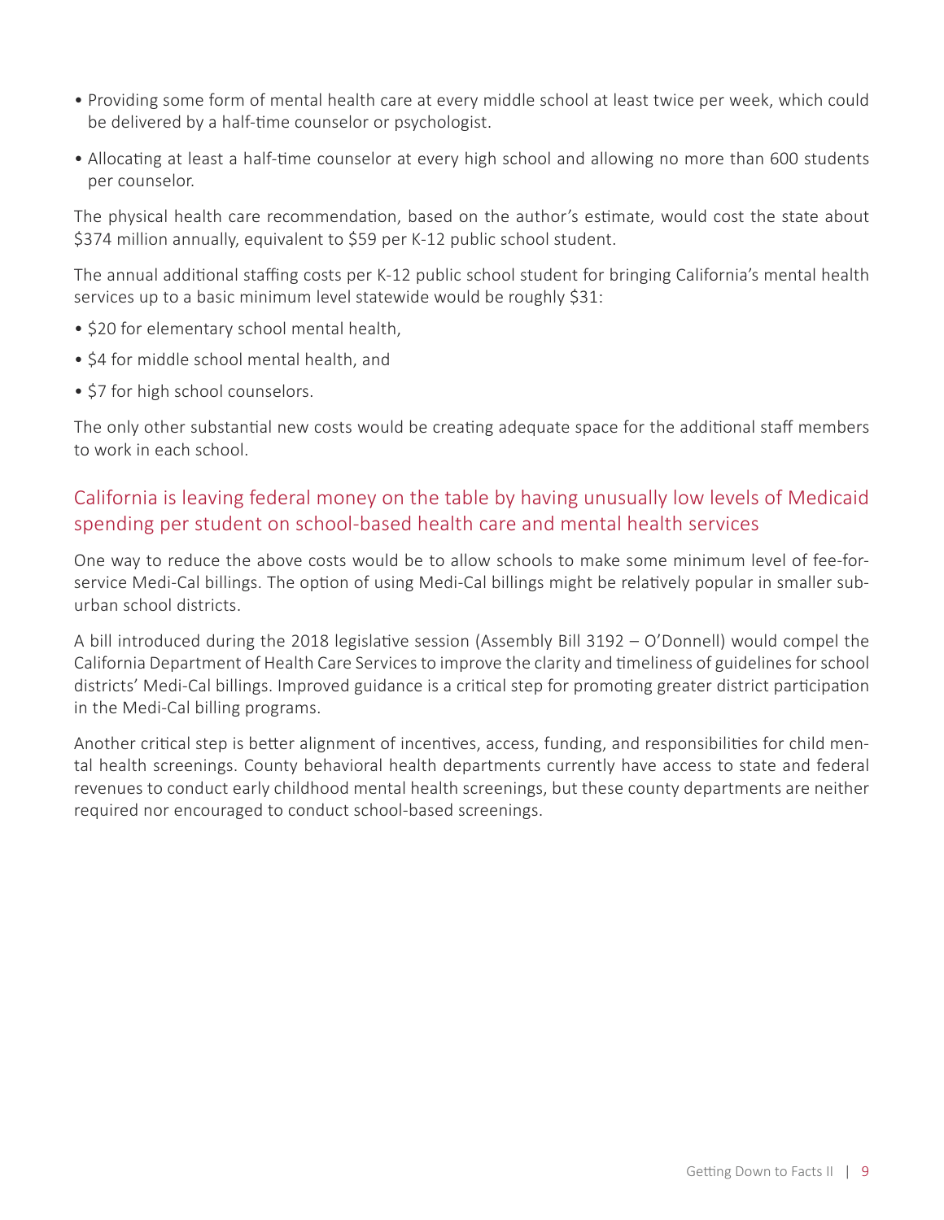- Providing some form of mental health care at every middle school at least twice per week, which could be delivered by a half-time counselor or psychologist.
- Allocating at least a half-time counselor at every high school and allowing no more than 600 students per counselor.

The physical health care recommendation, based on the author's estimate, would cost the state about $374 million annually, equivalent to $59 per K-12 public school student.

The annual additional staffing costs per K-12 public school student for bringing California's mental health services up to a basic minimum level statewide would be roughly $31:

- $20 for elementary school mental health,
- $4 for middle school mental health, and
- $7 for high school counselors.

The only other substantial new costs would be creating adequate space for the additional staff members to work in each school.

## California is leaving federal money on the table by having unusually low levels of Medicaid spending per student on school-based health care and mental health services

One way to reduce the above costs would be to allow schools to make some minimum level of fee-for-service Medi-Cal billings. The option of using Medi-Cal billings might be relatively popular in smaller suburban school districts.

A bill introduced during the 2018 legislative session (Assembly Bill 3192 – O'Donnell) would compel the California Department of Health Care Services to improve the clarity and timeliness of guidelines for school districts' Medi-Cal billings. Improved guidance is a critical step for promoting greater district participation in the Medi-Cal billing programs.

Another critical step is better alignment of incentives, access, funding, and responsibilities for child mental health screenings. County behavioral health departments currently have access to state and federal revenues to conduct early childhood mental health screenings, but these county departments are neither required nor encouraged to conduct school-based screenings.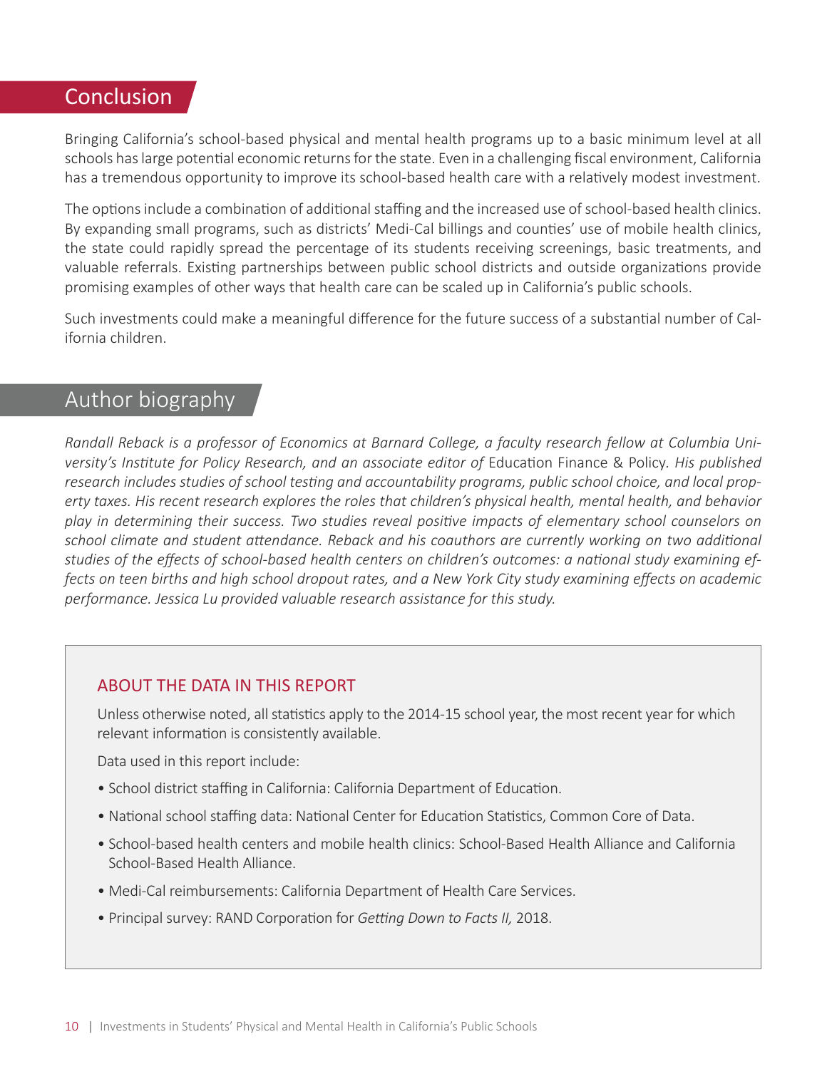## Conclusion

Bringing California's school-based physical and mental health programs up to a basic minimum level at all schools has large potential economic returns for the state. Even in a challenging fiscal environment, California has a tremendous opportunity to improve its school-based health care with a relatively modest investment.

The options include a combination of additional staffing and the increased use of school-based health clinics. By expanding small programs, such as districts' Medi-Cal billings and counties' use of mobile health clinics, the state could rapidly spread the percentage of its students receiving screenings, basic treatments, and valuable referrals. Existing partnerships between public school districts and outside organizations provide promising examples of other ways that health care can be scaled up in California's public schools.

Such investments could make a meaningful difference for the future success of a substantial number of California children.

## Author biography

*Randall Reback is a professor of Economics at Barnard College, a faculty research fellow at Columbia University's Institute for Policy Research, and an associate editor of* Education Finance & Policy*. His published research includes studies of school testing and accountability programs, public school choice, and local property taxes. His recent research explores the roles that children's physical health, mental health, and behavior play in determining their success. Two studies reveal positive impacts of elementary school counselors on school climate and student attendance. Reback and his coauthors are currently working on two additional studies of the effects of school-based health centers on children's outcomes: a national study examining effects on teen births and high school dropout rates, and a New York City study examining effects on academic performance. Jessica Lu provided valuable research assistance for this study.*

### ABOUT THE DATA IN THIS REPORT

Unless otherwise noted, all statistics apply to the 2014-15 school year, the most recent year for which relevant information is consistently available.

Data used in this report include:

- School district staffing in California: California Department of Education.
- National school staffing data: National Center for Education Statistics, Common Core of Data.
- School-based health centers and mobile health clinics: School-Based Health Alliance and California School-Based Health Alliance.
- Medi-Cal reimbursements: California Department of Health Care Services.
- Principal survey: RAND Corporation for *Getting Down to Facts II,* 2018.